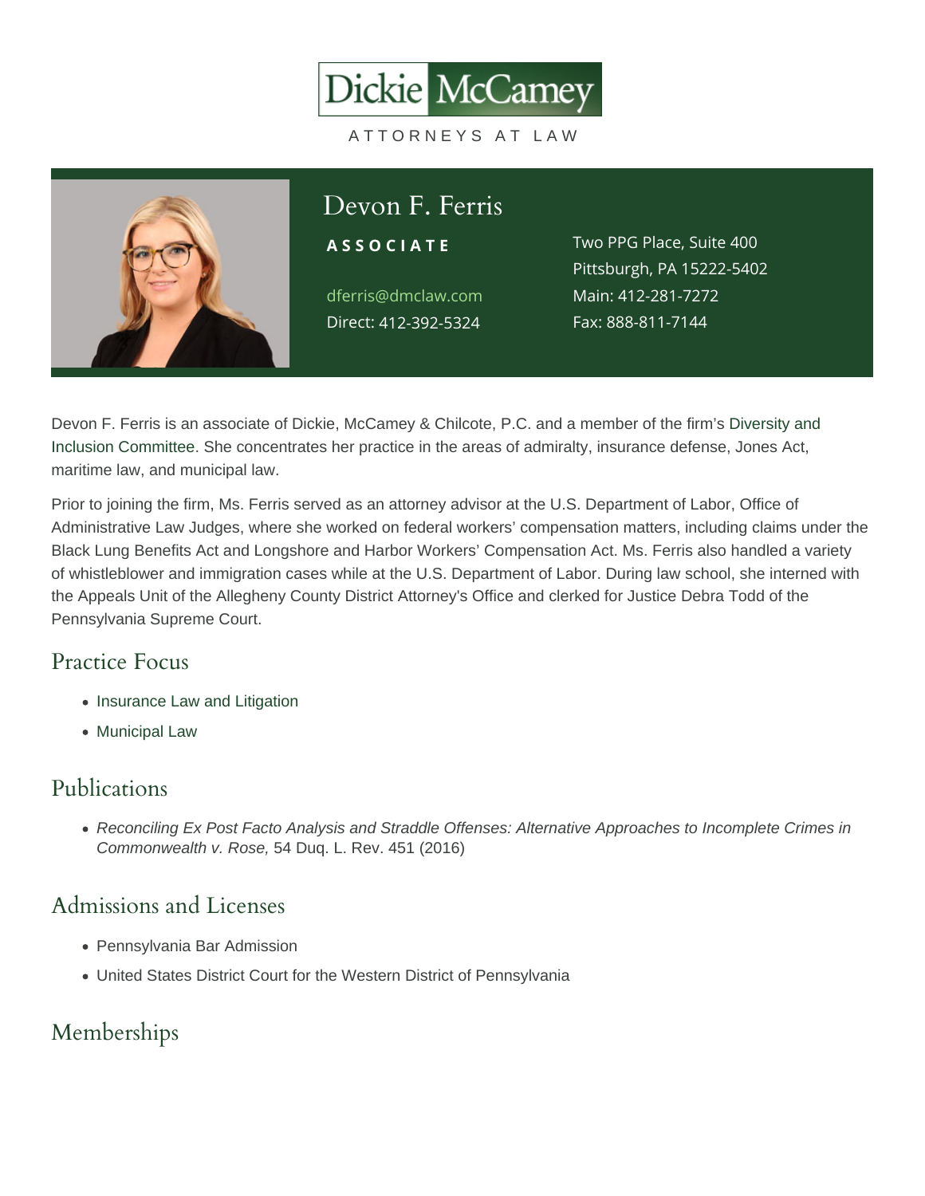Dickie McCamey

ATTORNEYS AT LAW

# Devon F. Ferris

**ASSOCIATE**

dferris@dmclaw.com
Direct: 412-392-5324

Two PPG Place, Suite 400
Pittsburgh, PA 15222-5402
Main: 412-281-7272
Fax: 888-811-7144

Devon F. Ferris is an associate of Dickie, McCamey & Chilcote, P.C. and a member of the firm's Diversity and Inclusion Committee. She concentrates her practice in the areas of admiralty, insurance defense, Jones Act, maritime law, and municipal law.

Prior to joining the firm, Ms. Ferris served as an attorney advisor at the U.S. Department of Labor, Office of Administrative Law Judges, where she worked on federal workers' compensation matters, including claims under the Black Lung Benefits Act and Longshore and Harbor Workers' Compensation Act. Ms. Ferris also handled a variety of whistleblower and immigration cases while at the U.S. Department of Labor. During law school, she interned with the Appeals Unit of the Allegheny County District Attorney's Office and clerked for Justice Debra Todd of the Pennsylvania Supreme Court.

## Practice Focus

- Insurance Law and Litigation
- Municipal Law

## Publications

- *Reconciling Ex Post Facto Analysis and Straddle Offenses: Alternative Approaches to Incomplete Crimes in Commonwealth v. Rose,* 54 Duq. L. Rev. 451 (2016)

## Admissions and Licenses

- Pennsylvania Bar Admission
- United States District Court for the Western District of Pennsylvania

## Memberships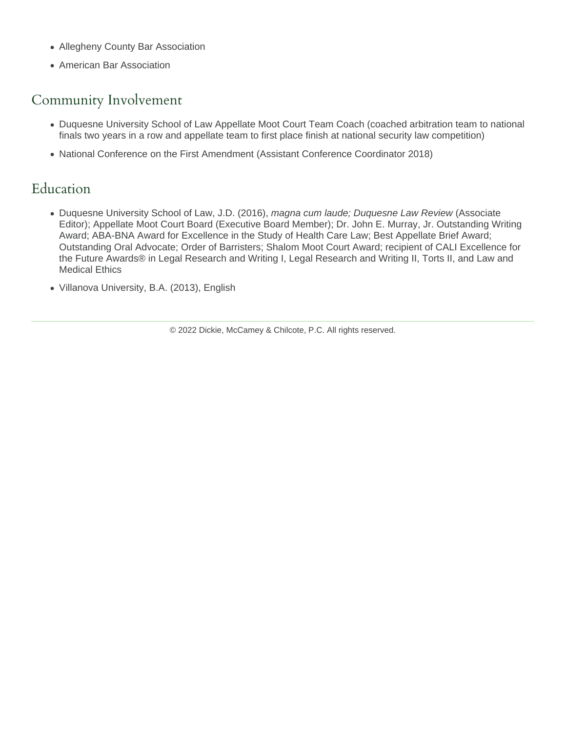- Allegheny County Bar Association
- American Bar Association

## Community Involvement

- Duquesne University School of Law Appellate Moot Court Team Coach (coached arbitration team to national finals two years in a row and appellate team to first place finish at national security law competition)
- National Conference on the First Amendment (Assistant Conference Coordinator 2018)

## Education

- Duquesne University School of Law, J.D. (2016), *magna cum laude; Duquesne Law Review* (Associate Editor); Appellate Moot Court Board (Executive Board Member); Dr. John E. Murray, Jr. Outstanding Writing Award; ABA-BNA Award for Excellence in the Study of Health Care Law; Best Appellate Brief Award; Outstanding Oral Advocate; Order of Barristers; Shalom Moot Court Award; recipient of CALI Excellence for the Future Awards® in Legal Research and Writing I, Legal Research and Writing II, Torts II, and Law and Medical Ethics
- Villanova University, B.A. (2013), English

© 2022 Dickie, McCamey & Chilcote, P.C. All rights reserved.